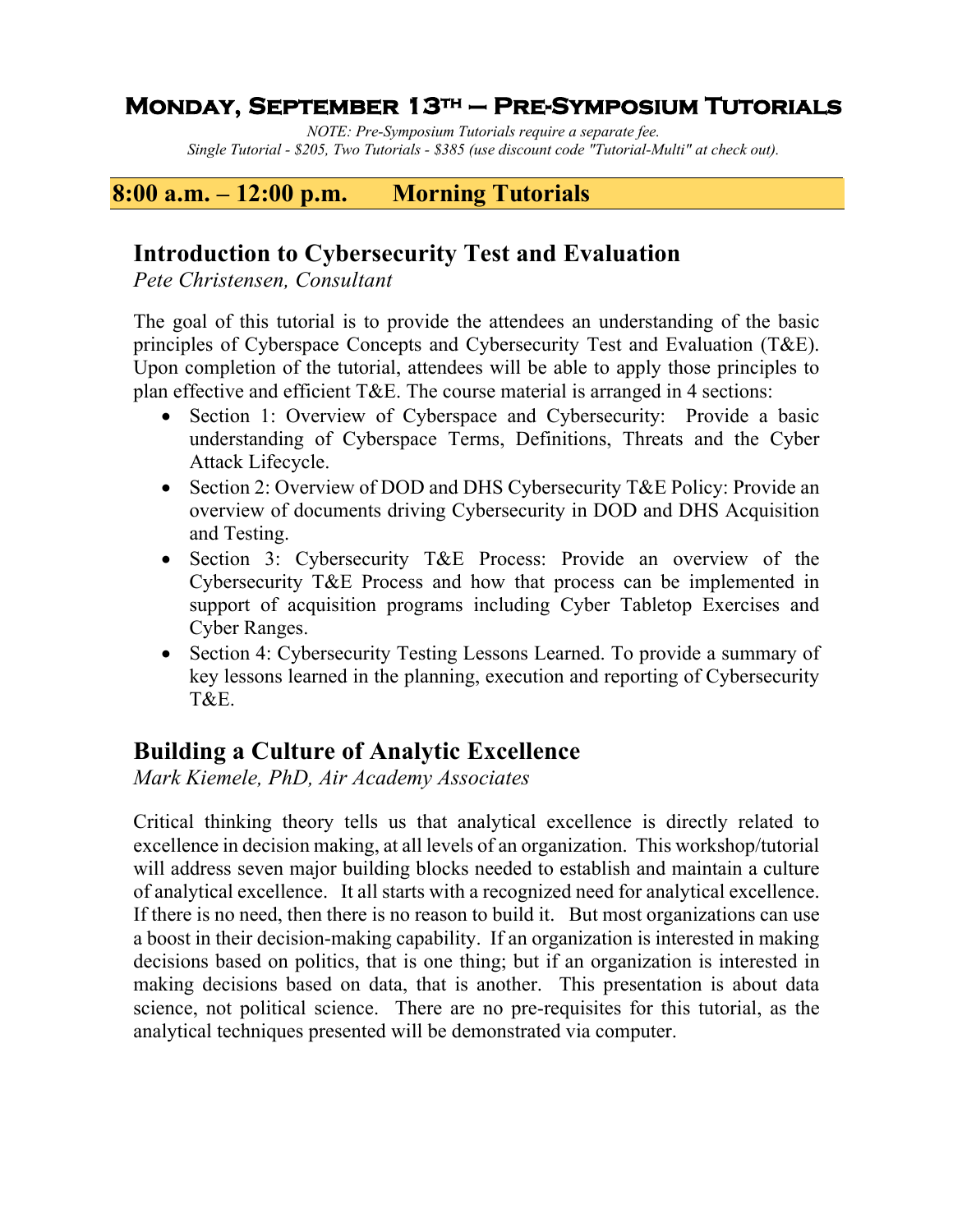# Monday, September 13th – Pre-Symposium Tutorials

*NOTE: Pre-Symposium Tutorials require a separate fee.*
*Single Tutorial - $205, Two Tutorials - $385 (use discount code "Tutorial-Multi" at check out).*

## 8:00 a.m. – 12:00 p.m. Morning Tutorials

### Introduction to Cybersecurity Test and Evaluation

*Pete Christensen, Consultant*

The goal of this tutorial is to provide the attendees an understanding of the basic principles of Cyberspace Concepts and Cybersecurity Test and Evaluation (T&E). Upon completion of the tutorial, attendees will be able to apply those principles to plan effective and efficient T&E. The course material is arranged in 4 sections:

- Section 1: Overview of Cyberspace and Cybersecurity: Provide a basic understanding of Cyberspace Terms, Definitions, Threats and the Cyber Attack Lifecycle.
- Section 2: Overview of DOD and DHS Cybersecurity T&E Policy: Provide an overview of documents driving Cybersecurity in DOD and DHS Acquisition and Testing.
- Section 3: Cybersecurity T&E Process: Provide an overview of the Cybersecurity T&E Process and how that process can be implemented in support of acquisition programs including Cyber Tabletop Exercises and Cyber Ranges.
- Section 4: Cybersecurity Testing Lessons Learned. To provide a summary of key lessons learned in the planning, execution and reporting of Cybersecurity T&E.

### Building a Culture of Analytic Excellence

*Mark Kiemele, PhD, Air Academy Associates*

Critical thinking theory tells us that analytical excellence is directly related to excellence in decision making, at all levels of an organization. This workshop/tutorial will address seven major building blocks needed to establish and maintain a culture of analytical excellence. It all starts with a recognized need for analytical excellence. If there is no need, then there is no reason to build it. But most organizations can use a boost in their decision-making capability. If an organization is interested in making decisions based on politics, that is one thing; but if an organization is interested in making decisions based on data, that is another. This presentation is about data science, not political science. There are no pre-requisites for this tutorial, as the analytical techniques presented will be demonstrated via computer.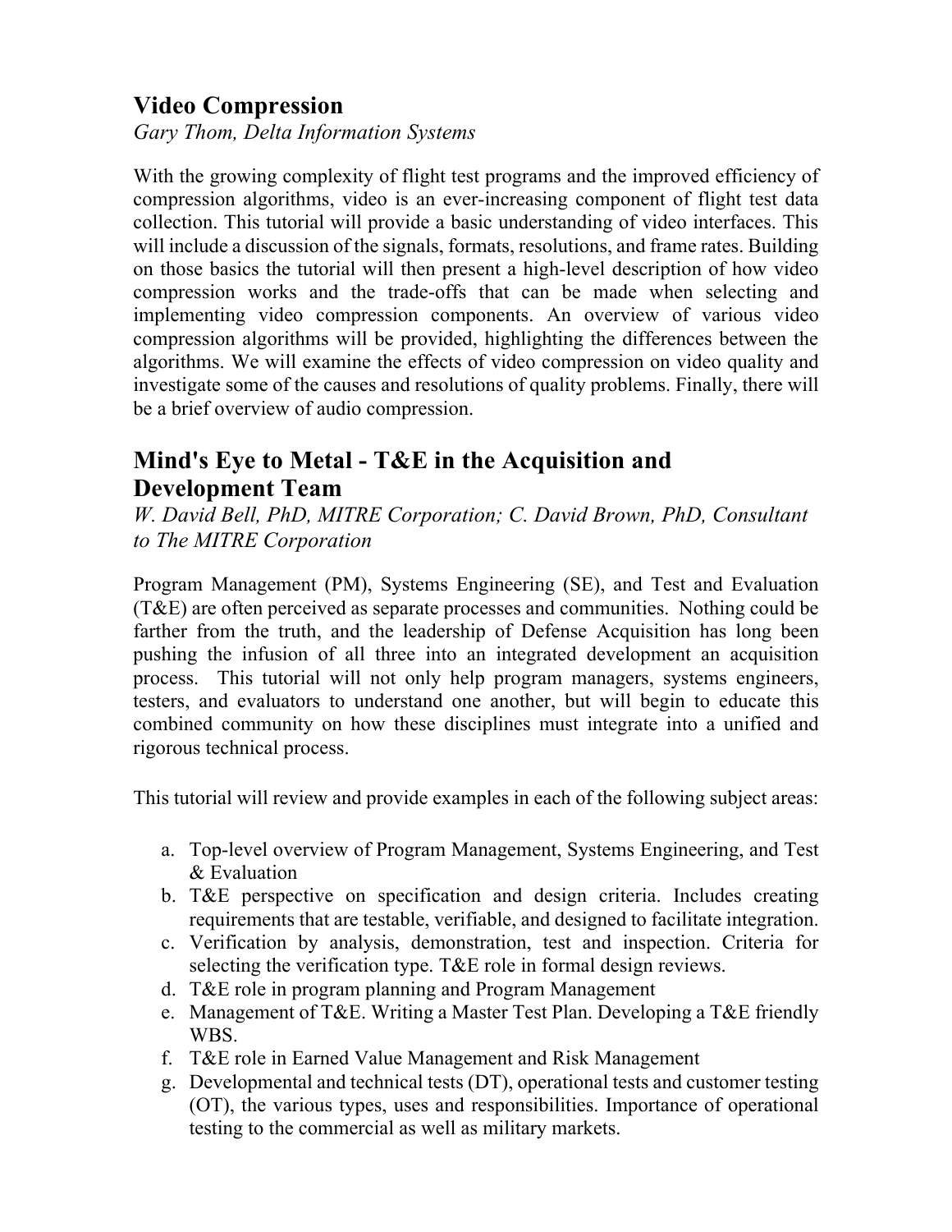## Video Compression

*Gary Thom, Delta Information Systems*

With the growing complexity of flight test programs and the improved efficiency of compression algorithms, video is an ever-increasing component of flight test data collection. This tutorial will provide a basic understanding of video interfaces. This will include a discussion of the signals, formats, resolutions, and frame rates. Building on those basics the tutorial will then present a high-level description of how video compression works and the trade-offs that can be made when selecting and implementing video compression components. An overview of various video compression algorithms will be provided, highlighting the differences between the algorithms. We will examine the effects of video compression on video quality and investigate some of the causes and resolutions of quality problems. Finally, there will be a brief overview of audio compression.

## Mind's Eye to Metal - T&E in the Acquisition and Development Team

*W. David Bell, PhD, MITRE Corporation; C. David Brown, PhD, Consultant to The MITRE Corporation*

Program Management (PM), Systems Engineering (SE), and Test and Evaluation (T&E) are often perceived as separate processes and communities. Nothing could be farther from the truth, and the leadership of Defense Acquisition has long been pushing the infusion of all three into an integrated development an acquisition process. This tutorial will not only help program managers, systems engineers, testers, and evaluators to understand one another, but will begin to educate this combined community on how these disciplines must integrate into a unified and rigorous technical process.

This tutorial will review and provide examples in each of the following subject areas:

a. Top-level overview of Program Management, Systems Engineering, and Test & Evaluation
b. T&E perspective on specification and design criteria. Includes creating requirements that are testable, verifiable, and designed to facilitate integration.
c. Verification by analysis, demonstration, test and inspection. Criteria for selecting the verification type. T&E role in formal design reviews.
d. T&E role in program planning and Program Management
e. Management of T&E. Writing a Master Test Plan. Developing a T&E friendly WBS.
f. T&E role in Earned Value Management and Risk Management
g. Developmental and technical tests (DT), operational tests and customer testing (OT), the various types, uses and responsibilities. Importance of operational testing to the commercial as well as military markets.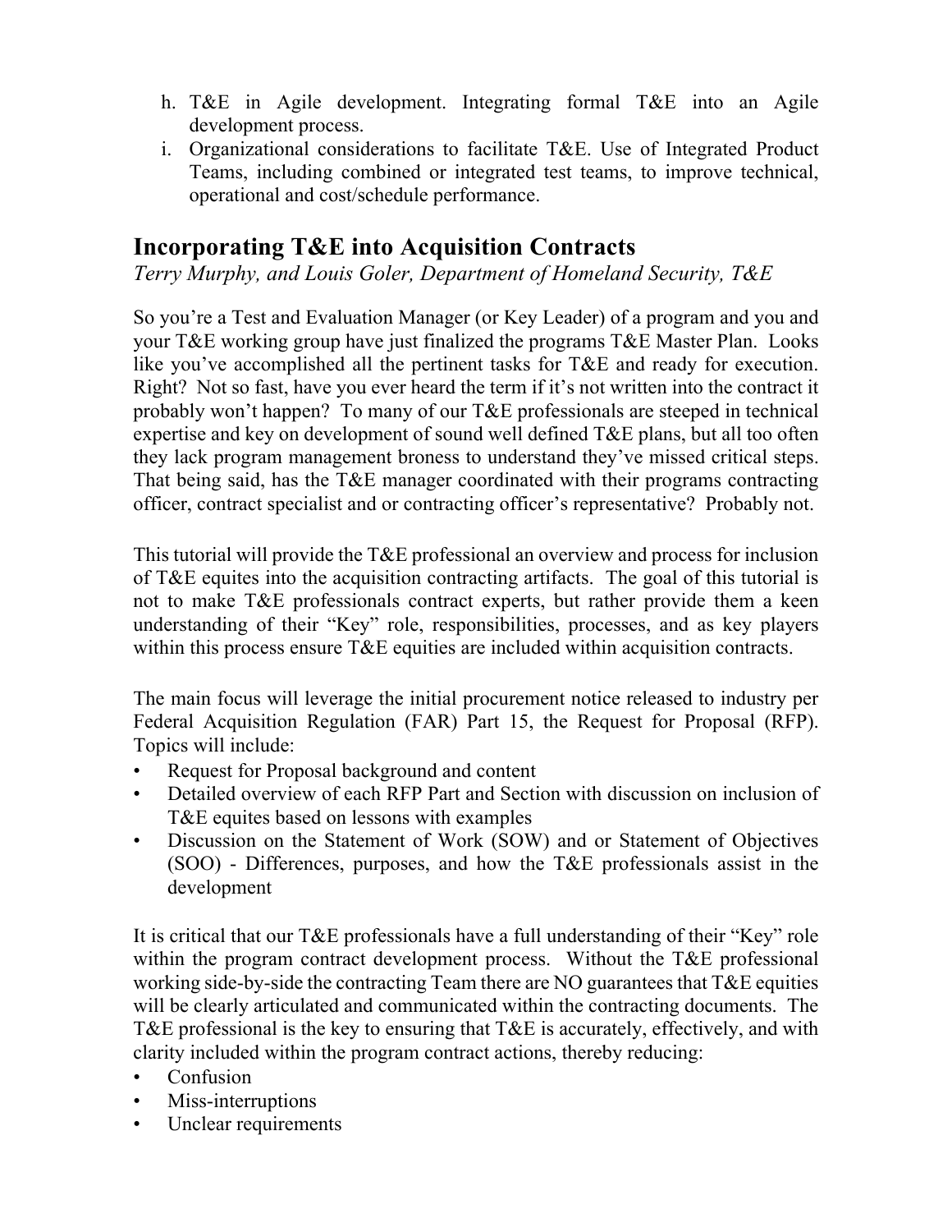h. T&E in Agile development. Integrating formal T&E into an Agile development process.
i. Organizational considerations to facilitate T&E. Use of Integrated Product Teams, including combined or integrated test teams, to improve technical, operational and cost/schedule performance.

## Incorporating T&E into Acquisition Contracts

*Terry Murphy, and Louis Goler, Department of Homeland Security, T&E*

So you're a Test and Evaluation Manager (or Key Leader) of a program and you and your T&E working group have just finalized the programs T&E Master Plan. Looks like you've accomplished all the pertinent tasks for T&E and ready for execution. Right? Not so fast, have you ever heard the term if it's not written into the contract it probably won't happen? To many of our T&E professionals are steeped in technical expertise and key on development of sound well defined T&E plans, but all too often they lack program management broness to understand they've missed critical steps. That being said, has the T&E manager coordinated with their programs contracting officer, contract specialist and or contracting officer's representative? Probably not.

This tutorial will provide the T&E professional an overview and process for inclusion of T&E equites into the acquisition contracting artifacts. The goal of this tutorial is not to make T&E professionals contract experts, but rather provide them a keen understanding of their "Key" role, responsibilities, processes, and as key players within this process ensure T&E equities are included within acquisition contracts.

The main focus will leverage the initial procurement notice released to industry per Federal Acquisition Regulation (FAR) Part 15, the Request for Proposal (RFP). Topics will include:

- Request for Proposal background and content
- Detailed overview of each RFP Part and Section with discussion on inclusion of T&E equites based on lessons with examples
- Discussion on the Statement of Work (SOW) and or Statement of Objectives (SOO) - Differences, purposes, and how the T&E professionals assist in the development

It is critical that our T&E professionals have a full understanding of their "Key" role within the program contract development process. Without the T&E professional working side-by-side the contracting Team there are NO guarantees that T&E equities will be clearly articulated and communicated within the contracting documents. The T&E professional is the key to ensuring that T&E is accurately, effectively, and with clarity included within the program contract actions, thereby reducing:

- Confusion
- Miss-interruptions
- Unclear requirements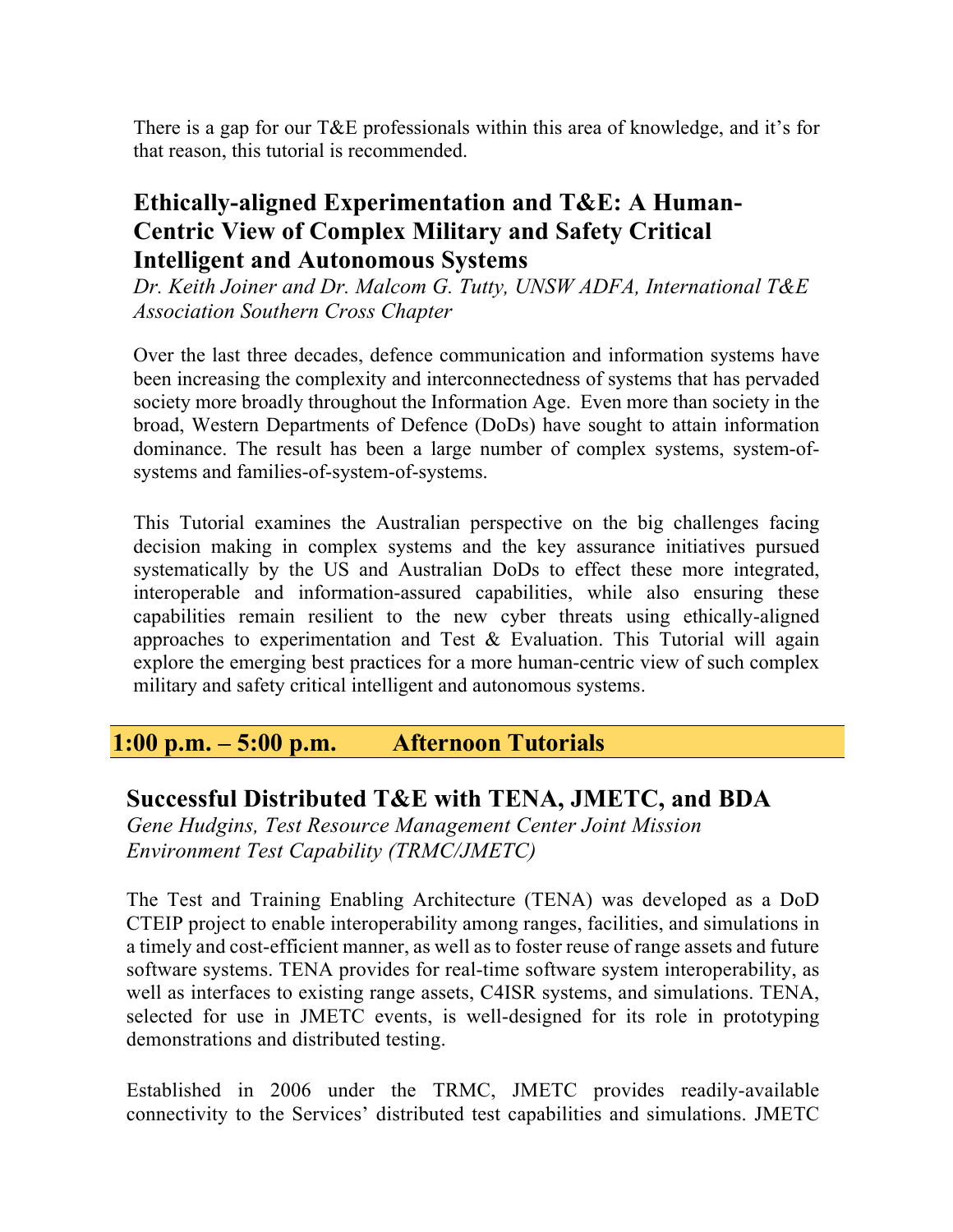There is a gap for our T&E professionals within this area of knowledge, and it's for that reason, this tutorial is recommended.

### Ethically-aligned Experimentation and T&E: A Human-Centric View of Complex Military and Safety Critical Intelligent and Autonomous Systems

*Dr. Keith Joiner and Dr. Malcom G. Tutty, UNSW ADFA, International T&E Association Southern Cross Chapter*

Over the last three decades, defence communication and information systems have been increasing the complexity and interconnectedness of systems that has pervaded society more broadly throughout the Information Age. Even more than society in the broad, Western Departments of Defence (DoDs) have sought to attain information dominance. The result has been a large number of complex systems, system-of-systems and families-of-system-of-systems.

This Tutorial examines the Australian perspective on the big challenges facing decision making in complex systems and the key assurance initiatives pursued systematically by the US and Australian DoDs to effect these more integrated, interoperable and information-assured capabilities, while also ensuring these capabilities remain resilient to the new cyber threats using ethically-aligned approaches to experimentation and Test & Evaluation. This Tutorial will again explore the emerging best practices for a more human-centric view of such complex military and safety critical intelligent and autonomous systems.

## 1:00 p.m. – 5:00 p.m. Afternoon Tutorials

### Successful Distributed T&E with TENA, JMETC, and BDA

*Gene Hudgins, Test Resource Management Center Joint Mission Environment Test Capability (TRMC/JMETC)*

The Test and Training Enabling Architecture (TENA) was developed as a DoD CTEIP project to enable interoperability among ranges, facilities, and simulations in a timely and cost-efficient manner, as well as to foster reuse of range assets and future software systems. TENA provides for real-time software system interoperability, as well as interfaces to existing range assets, C4ISR systems, and simulations. TENA, selected for use in JMETC events, is well-designed for its role in prototyping demonstrations and distributed testing.

Established in 2006 under the TRMC, JMETC provides readily-available connectivity to the Services' distributed test capabilities and simulations. JMETC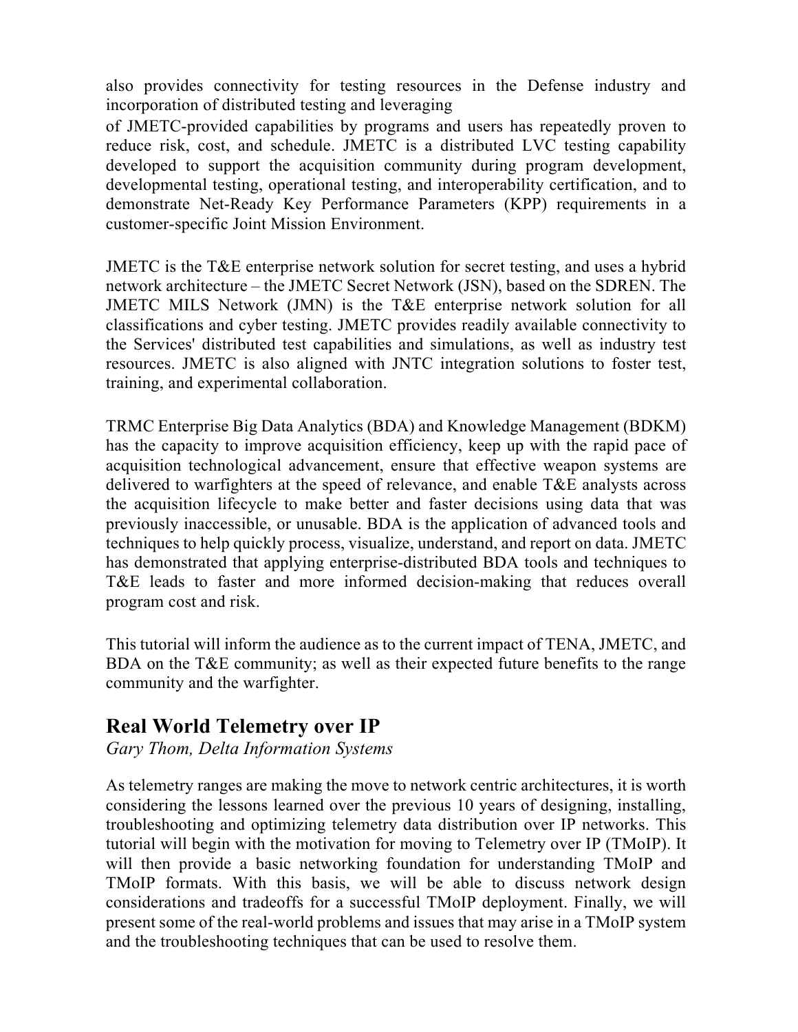also provides connectivity for testing resources in the Defense industry and incorporation of distributed testing and leveraging of JMETC-provided capabilities by programs and users has repeatedly proven to reduce risk, cost, and schedule. JMETC is a distributed LVC testing capability developed to support the acquisition community during program development, developmental testing, operational testing, and interoperability certification, and to demonstrate Net-Ready Key Performance Parameters (KPP) requirements in a customer-specific Joint Mission Environment.

JMETC is the T&E enterprise network solution for secret testing, and uses a hybrid network architecture – the JMETC Secret Network (JSN), based on the SDREN. The JMETC MILS Network (JMN) is the T&E enterprise network solution for all classifications and cyber testing. JMETC provides readily available connectivity to the Services' distributed test capabilities and simulations, as well as industry test resources. JMETC is also aligned with JNTC integration solutions to foster test, training, and experimental collaboration.

TRMC Enterprise Big Data Analytics (BDA) and Knowledge Management (BDKM) has the capacity to improve acquisition efficiency, keep up with the rapid pace of acquisition technological advancement, ensure that effective weapon systems are delivered to warfighters at the speed of relevance, and enable T&E analysts across the acquisition lifecycle to make better and faster decisions using data that was previously inaccessible, or unusable. BDA is the application of advanced tools and techniques to help quickly process, visualize, understand, and report on data. JMETC has demonstrated that applying enterprise-distributed BDA tools and techniques to T&E leads to faster and more informed decision-making that reduces overall program cost and risk.

This tutorial will inform the audience as to the current impact of TENA, JMETC, and BDA on the T&E community; as well as their expected future benefits to the range community and the warfighter.

## Real World Telemetry over IP

*Gary Thom, Delta Information Systems*

As telemetry ranges are making the move to network centric architectures, it is worth considering the lessons learned over the previous 10 years of designing, installing, troubleshooting and optimizing telemetry data distribution over IP networks. This tutorial will begin with the motivation for moving to Telemetry over IP (TMoIP). It will then provide a basic networking foundation for understanding TMoIP and TMoIP formats. With this basis, we will be able to discuss network design considerations and tradeoffs for a successful TMoIP deployment. Finally, we will present some of the real-world problems and issues that may arise in a TMoIP system and the troubleshooting techniques that can be used to resolve them.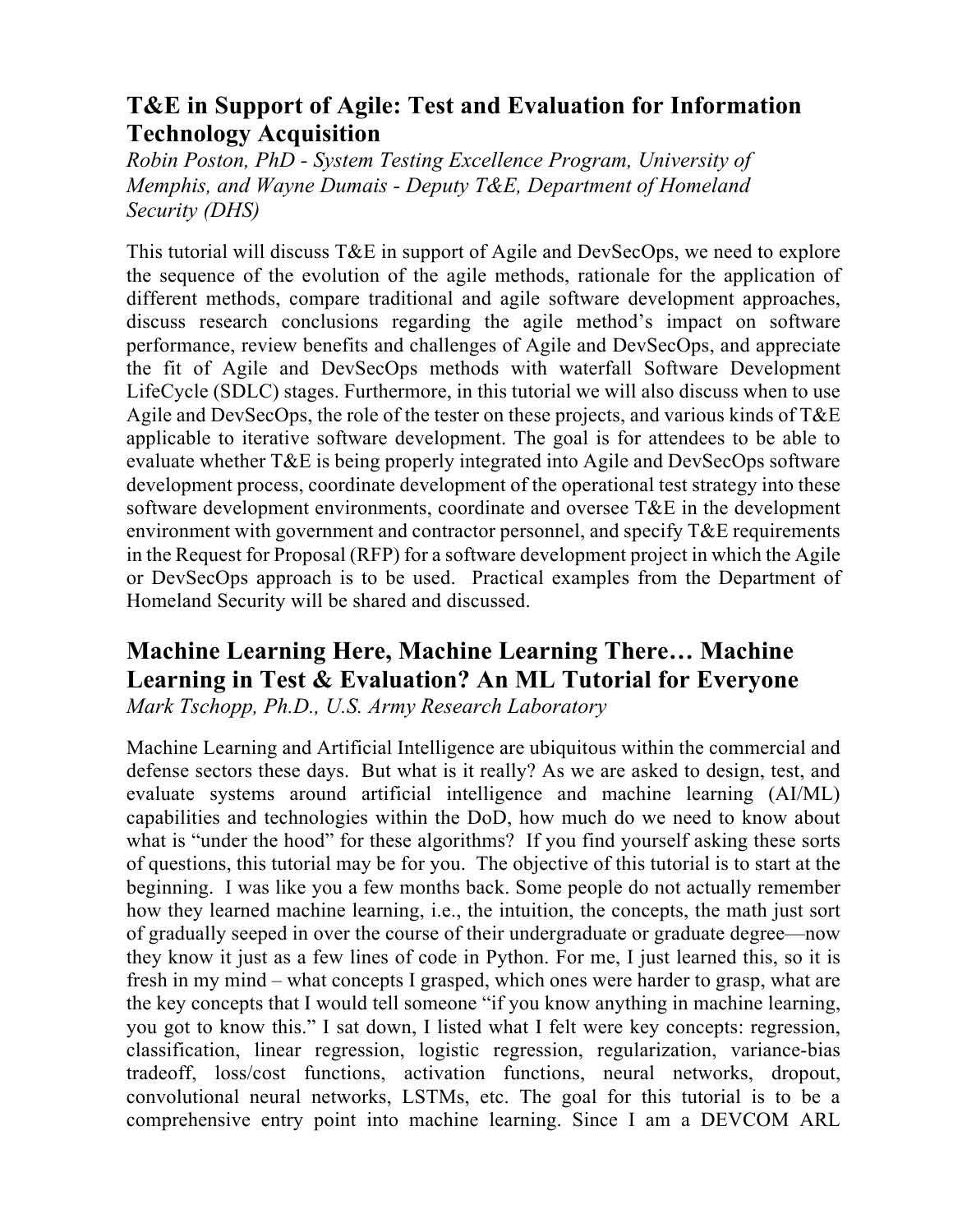## T&E in Support of Agile: Test and Evaluation for Information Technology Acquisition

*Robin Poston, PhD - System Testing Excellence Program, University of Memphis, and Wayne Dumais - Deputy T&E, Department of Homeland Security (DHS)*

This tutorial will discuss T&E in support of Agile and DevSecOps, we need to explore the sequence of the evolution of the agile methods, rationale for the application of different methods, compare traditional and agile software development approaches, discuss research conclusions regarding the agile method's impact on software performance, review benefits and challenges of Agile and DevSecOps, and appreciate the fit of Agile and DevSecOps methods with waterfall Software Development LifeCycle (SDLC) stages. Furthermore, in this tutorial we will also discuss when to use Agile and DevSecOps, the role of the tester on these projects, and various kinds of T&E applicable to iterative software development. The goal is for attendees to be able to evaluate whether T&E is being properly integrated into Agile and DevSecOps software development process, coordinate development of the operational test strategy into these software development environments, coordinate and oversee T&E in the development environment with government and contractor personnel, and specify T&E requirements in the Request for Proposal (RFP) for a software development project in which the Agile or DevSecOps approach is to be used. Practical examples from the Department of Homeland Security will be shared and discussed.

## Machine Learning Here, Machine Learning There… Machine Learning in Test & Evaluation? An ML Tutorial for Everyone

*Mark Tschopp, Ph.D., U.S. Army Research Laboratory*

Machine Learning and Artificial Intelligence are ubiquitous within the commercial and defense sectors these days. But what is it really? As we are asked to design, test, and evaluate systems around artificial intelligence and machine learning (AI/ML) capabilities and technologies within the DoD, how much do we need to know about what is "under the hood" for these algorithms? If you find yourself asking these sorts of questions, this tutorial may be for you. The objective of this tutorial is to start at the beginning. I was like you a few months back. Some people do not actually remember how they learned machine learning, i.e., the intuition, the concepts, the math just sort of gradually seeped in over the course of their undergraduate or graduate degree—now they know it just as a few lines of code in Python. For me, I just learned this, so it is fresh in my mind – what concepts I grasped, which ones were harder to grasp, what are the key concepts that I would tell someone "if you know anything in machine learning, you got to know this." I sat down, I listed what I felt were key concepts: regression, classification, linear regression, logistic regression, regularization, variance-bias tradeoff, loss/cost functions, activation functions, neural networks, dropout, convolutional neural networks, LSTMs, etc. The goal for this tutorial is to be a comprehensive entry point into machine learning. Since I am a DEVCOM ARL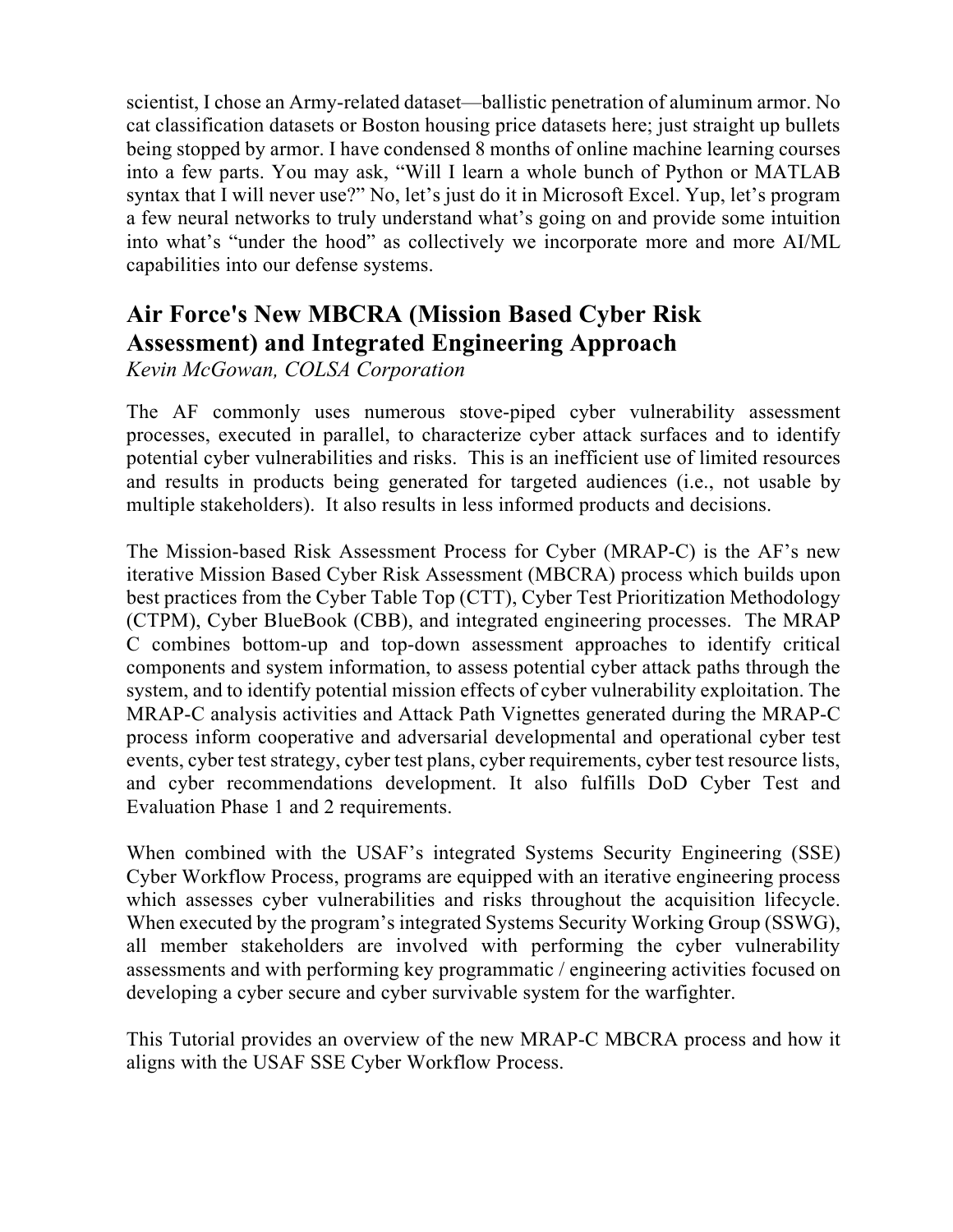scientist, I chose an Army-related dataset—ballistic penetration of aluminum armor. No cat classification datasets or Boston housing price datasets here; just straight up bullets being stopped by armor. I have condensed 8 months of online machine learning courses into a few parts. You may ask, "Will I learn a whole bunch of Python or MATLAB syntax that I will never use?" No, let's just do it in Microsoft Excel. Yup, let's program a few neural networks to truly understand what's going on and provide some intuition into what's "under the hood" as collectively we incorporate more and more AI/ML capabilities into our defense systems.

## Air Force's New MBCRA (Mission Based Cyber Risk Assessment) and Integrated Engineering Approach

*Kevin McGowan, COLSA Corporation*

The AF commonly uses numerous stove-piped cyber vulnerability assessment processes, executed in parallel, to characterize cyber attack surfaces and to identify potential cyber vulnerabilities and risks. This is an inefficient use of limited resources and results in products being generated for targeted audiences (i.e., not usable by multiple stakeholders). It also results in less informed products and decisions.

The Mission-based Risk Assessment Process for Cyber (MRAP-C) is the AF's new iterative Mission Based Cyber Risk Assessment (MBCRA) process which builds upon best practices from the Cyber Table Top (CTT), Cyber Test Prioritization Methodology (CTPM), Cyber BlueBook (CBB), and integrated engineering processes. The MRAP C combines bottom-up and top-down assessment approaches to identify critical components and system information, to assess potential cyber attack paths through the system, and to identify potential mission effects of cyber vulnerability exploitation. The MRAP-C analysis activities and Attack Path Vignettes generated during the MRAP-C process inform cooperative and adversarial developmental and operational cyber test events, cyber test strategy, cyber test plans, cyber requirements, cyber test resource lists, and cyber recommendations development. It also fulfills DoD Cyber Test and Evaluation Phase 1 and 2 requirements.

When combined with the USAF's integrated Systems Security Engineering (SSE) Cyber Workflow Process, programs are equipped with an iterative engineering process which assesses cyber vulnerabilities and risks throughout the acquisition lifecycle. When executed by the program's integrated Systems Security Working Group (SSWG), all member stakeholders are involved with performing the cyber vulnerability assessments and with performing key programmatic / engineering activities focused on developing a cyber secure and cyber survivable system for the warfighter.

This Tutorial provides an overview of the new MRAP-C MBCRA process and how it aligns with the USAF SSE Cyber Workflow Process.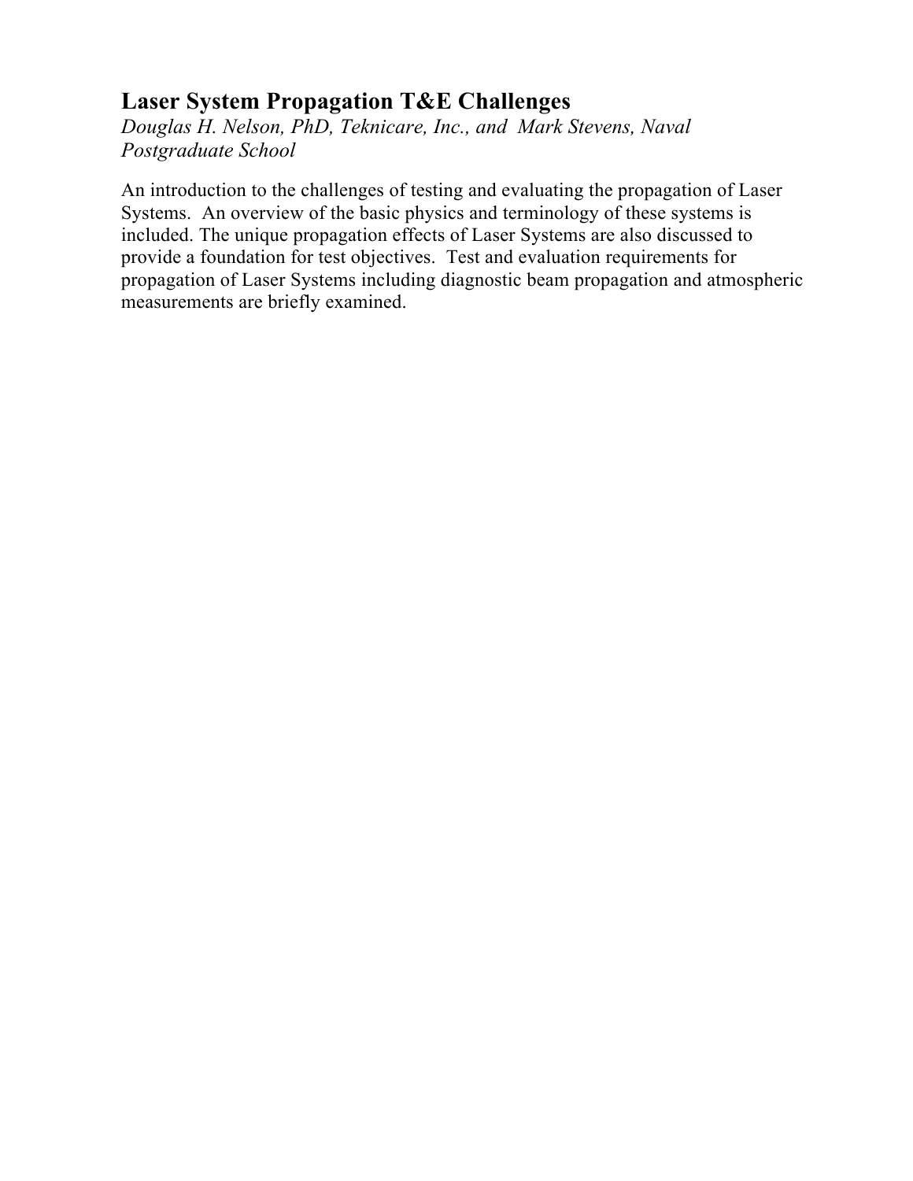## Laser System Propagation T&E Challenges

*Douglas H. Nelson, PhD, Teknicare, Inc., and Mark Stevens, Naval Postgraduate School*

An introduction to the challenges of testing and evaluating the propagation of Laser Systems. An overview of the basic physics and terminology of these systems is included. The unique propagation effects of Laser Systems are also discussed to provide a foundation for test objectives. Test and evaluation requirements for propagation of Laser Systems including diagnostic beam propagation and atmospheric measurements are briefly examined.